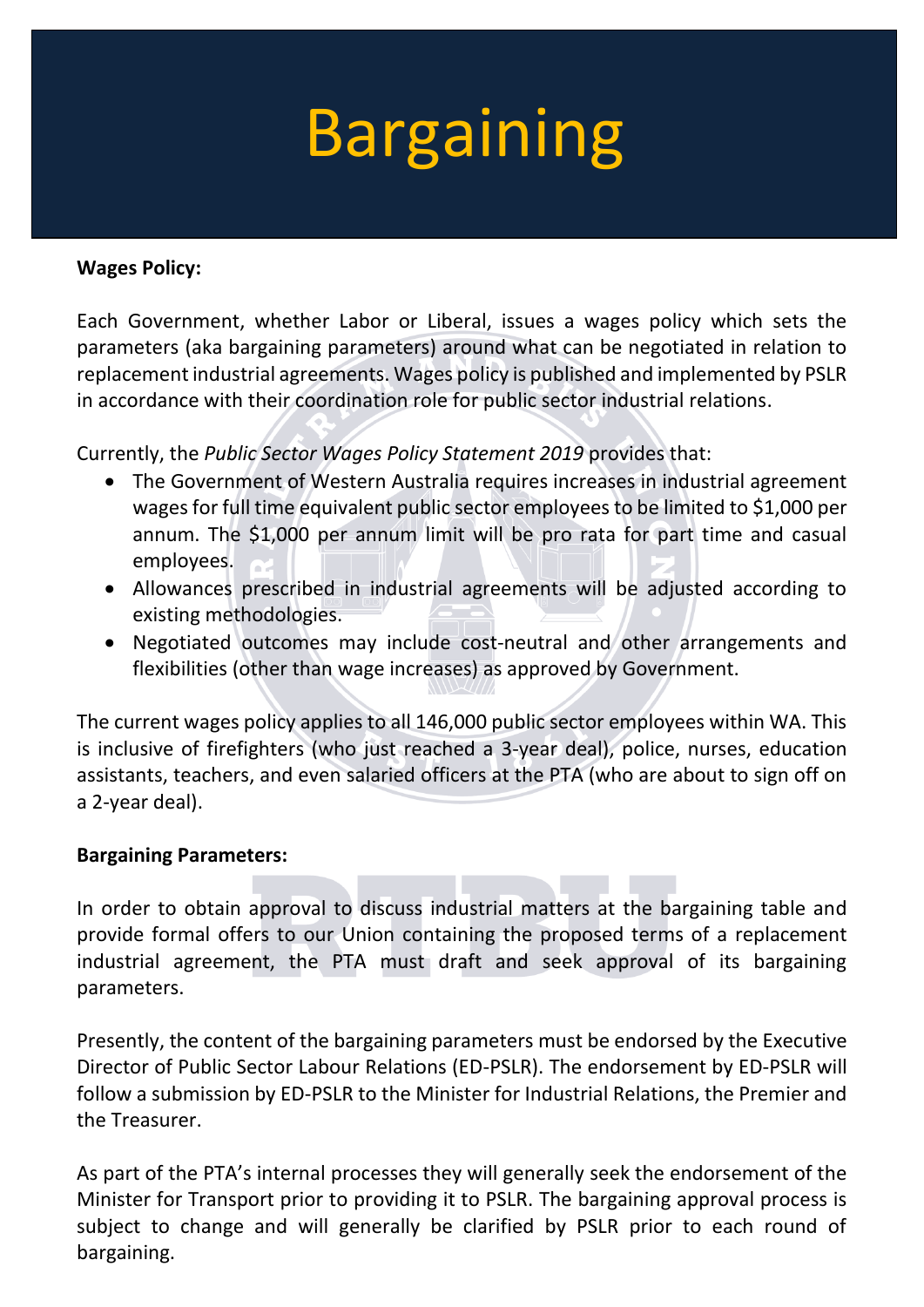# Bargaining

**Wages Policy:**

Each Government, whether Labor or Liberal, issues a wages policy which sets the parameters (aka bargaining parameters) around what can be negotiated in relation to replacement industrial agreements. Wages policy is published and implemented by PSLR in accordance with their coordination role for public sector industrial relations.

Currently, the *Public Sector Wages Policy Statement 2019* provides that:

- The Government of Western Australia requires increases in industrial agreement wages for full time equivalent public sector employees to be limited to $1,000 per annum. The $1,000 per annum limit will be pro rata for part time and casual employees.
- Allowances prescribed in industrial agreements will be adjusted according to existing methodologies.
- Negotiated outcomes may include cost-neutral and other arrangements and flexibilities (other than wage increases) as approved by Government.

The current wages policy applies to all 146,000 public sector employees within WA. This is inclusive of firefighters (who just reached a 3-year deal), police, nurses, education assistants, teachers, and even salaried officers at the PTA (who are about to sign off on a 2-year deal).

**Bargaining Parameters:**

In order to obtain approval to discuss industrial matters at the bargaining table and provide formal offers to our Union containing the proposed terms of a replacement industrial agreement, the PTA must draft and seek approval of its bargaining parameters.

Presently, the content of the bargaining parameters must be endorsed by the Executive Director of Public Sector Labour Relations (ED-PSLR). The endorsement by ED-PSLR will follow a submission by ED-PSLR to the Minister for Industrial Relations, the Premier and the Treasurer.

As part of the PTA's internal processes they will generally seek the endorsement of the Minister for Transport prior to providing it to PSLR. The bargaining approval process is subject to change and will generally be clarified by PSLR prior to each round of bargaining.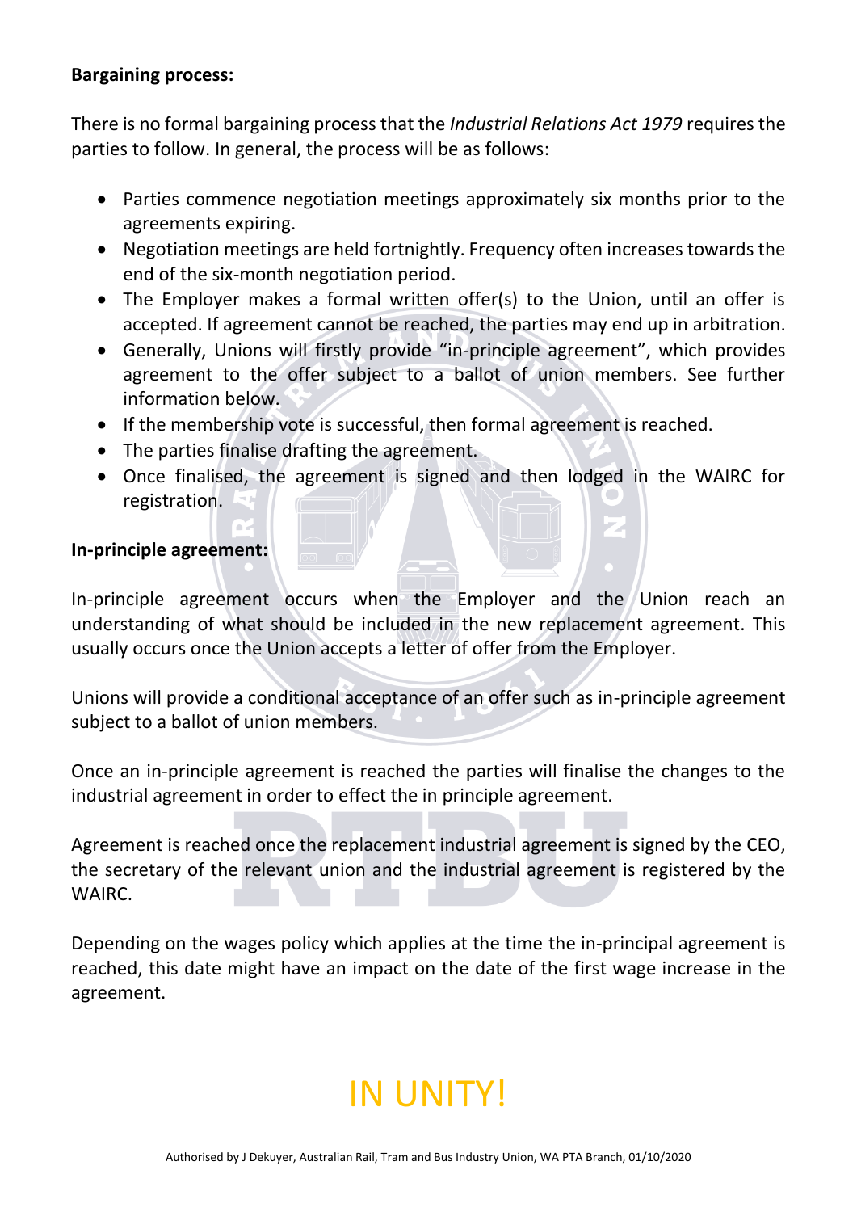**Bargaining process:**

There is no formal bargaining process that the *Industrial Relations Act 1979* requires the parties to follow. In general, the process will be as follows:

- Parties commence negotiation meetings approximately six months prior to the agreements expiring.
- Negotiation meetings are held fortnightly. Frequency often increases towards the end of the six-month negotiation period.
- The Employer makes a formal written offer(s) to the Union, until an offer is accepted. If agreement cannot be reached, the parties may end up in arbitration.
- Generally, Unions will firstly provide "in-principle agreement", which provides agreement to the offer subject to a ballot of union members. See further information below.
- If the membership vote is successful, then formal agreement is reached.
- The parties finalise drafting the agreement.
- Once finalised, the agreement is signed and then lodged in the WAIRC for registration.

**In-principle agreement:**

In-principle agreement occurs when the Employer and the Union reach an understanding of what should be included in the new replacement agreement. This usually occurs once the Union accepts a letter of offer from the Employer.

Unions will provide a conditional acceptance of an offer such as in-principle agreement subject to a ballot of union members.

Once an in-principle agreement is reached the parties will finalise the changes to the industrial agreement in order to effect the in principle agreement.

Agreement is reached once the replacement industrial agreement is signed by the CEO, the secretary of the relevant union and the industrial agreement is registered by the WAIRC.

Depending on the wages policy which applies at the time the in-principal agreement is reached, this date might have an impact on the date of the first wage increase in the agreement.

IN UNITY!

Authorised by J Dekuyer, Australian Rail, Tram and Bus Industry Union, WA PTA Branch, 01/10/2020